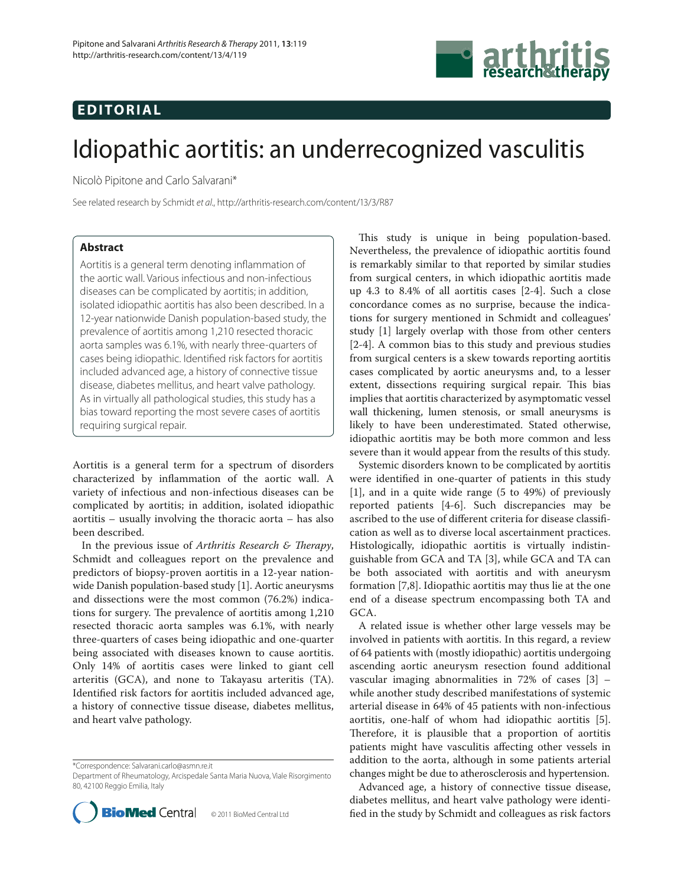EDITORIAL

# Idiopathic aortitis: an underrecognized vasculitis

Nicolò Pipitone and Carlo Salvarani*

See related research by Schmidt *et al.*, http://arthritis-research.com/content/13/3/R87

## Abstract

Aortitis is a general term denoting inflammation of the aortic wall. Various infectious and non-infectious diseases can be complicated by aortitis; in addition, isolated idiopathic aortitis has also been described. In a 12-year nationwide Danish population-based study, the prevalence of aortitis among 1,210 resected thoracic aorta samples was 6.1%, with nearly three-quarters of cases being idiopathic. Identified risk factors for aortitis included advanced age, a history of connective tissue disease, diabetes mellitus, and heart valve pathology. As in virtually all pathological studies, this study has a bias toward reporting the most severe cases of aortitis requiring surgical repair.

Aortitis is a general term for a spectrum of disorders characterized by inflammation of the aortic wall. A variety of infectious and non-infectious diseases can be complicated by aortitis; in addition, isolated idiopathic aortitis – usually involving the thoracic aorta – has also been described.

In the previous issue of *Arthritis Research & Therapy*, Schmidt and colleagues report on the prevalence and predictors of biopsy-proven aortitis in a 12-year nationwide Danish population-based study [1]. Aortic aneurysms and dissections were the most common (76.2%) indications for surgery. The prevalence of aortitis among 1,210 resected thoracic aorta samples was 6.1%, with nearly three-quarters of cases being idiopathic and one-quarter being associated with diseases known to cause aortitis. Only 14% of aortitis cases were linked to giant cell arteritis (GCA), and none to Takayasu arteritis (TA). Identified risk factors for aortitis included advanced age, a history of connective tissue disease, diabetes mellitus, and heart valve pathology.

This study is unique in being population-based. Nevertheless, the prevalence of idiopathic aortitis found is remarkably similar to that reported by similar studies from surgical centers, in which idiopathic aortitis made up 4.3 to 8.4% of all aortitis cases [2-4]. Such a close concordance comes as no surprise, because the indications for surgery mentioned in Schmidt and colleagues' study [1] largely overlap with those from other centers [2-4]. A common bias to this study and previous studies from surgical centers is a skew towards reporting aortitis cases complicated by aortic aneurysms and, to a lesser extent, dissections requiring surgical repair. This bias implies that aortitis characterized by asymptomatic vessel wall thickening, lumen stenosis, or small aneurysms is likely to have been underestimated. Stated otherwise, idiopathic aortitis may be both more common and less severe than it would appear from the results of this study.

Systemic disorders known to be complicated by aortitis were identified in one-quarter of patients in this study [1], and in a quite wide range (5 to 49%) of previously reported patients [4-6]. Such discrepancies may be ascribed to the use of different criteria for disease classification as well as to diverse local ascertainment practices. Histologically, idiopathic aortitis is virtually indistinguishable from GCA and TA [3], while GCA and TA can be both associated with aortitis and with aneurysm formation [7,8]. Idiopathic aortitis may thus lie at the one end of a disease spectrum encompassing both TA and GCA.

A related issue is whether other large vessels may be involved in patients with aortitis. In this regard, a review of 64 patients with (mostly idiopathic) aortitis undergoing aortic aneurysm resection found additional vascular imaging abnormalities in 72% of cases [3] – while another study described manifestations of systemic arterial disease in 64% of 45 patients with non-infectious aortitis, one-half of whom had idiopathic aortitis [5]. Therefore, it is plausible that a proportion of aortitis patients might have vasculitis affecting other vessels in addition to the aorta, although in some patients arterial changes might be due to atherosclerosis and hypertension.

Advanced age, a history of connective tissue disease, diabetes mellitus, and heart valve pathology were identified in the study by Schmidt and colleagues as risk factors

*Correspondence: Salvarani.carlo@asmn.re.it
Department of Rheumatology, Arcispedale Santa Maria Nuova, Viale Risorgimento 80, 42100 Reggio Emilia, Italy

© 2011 BioMed Central Ltd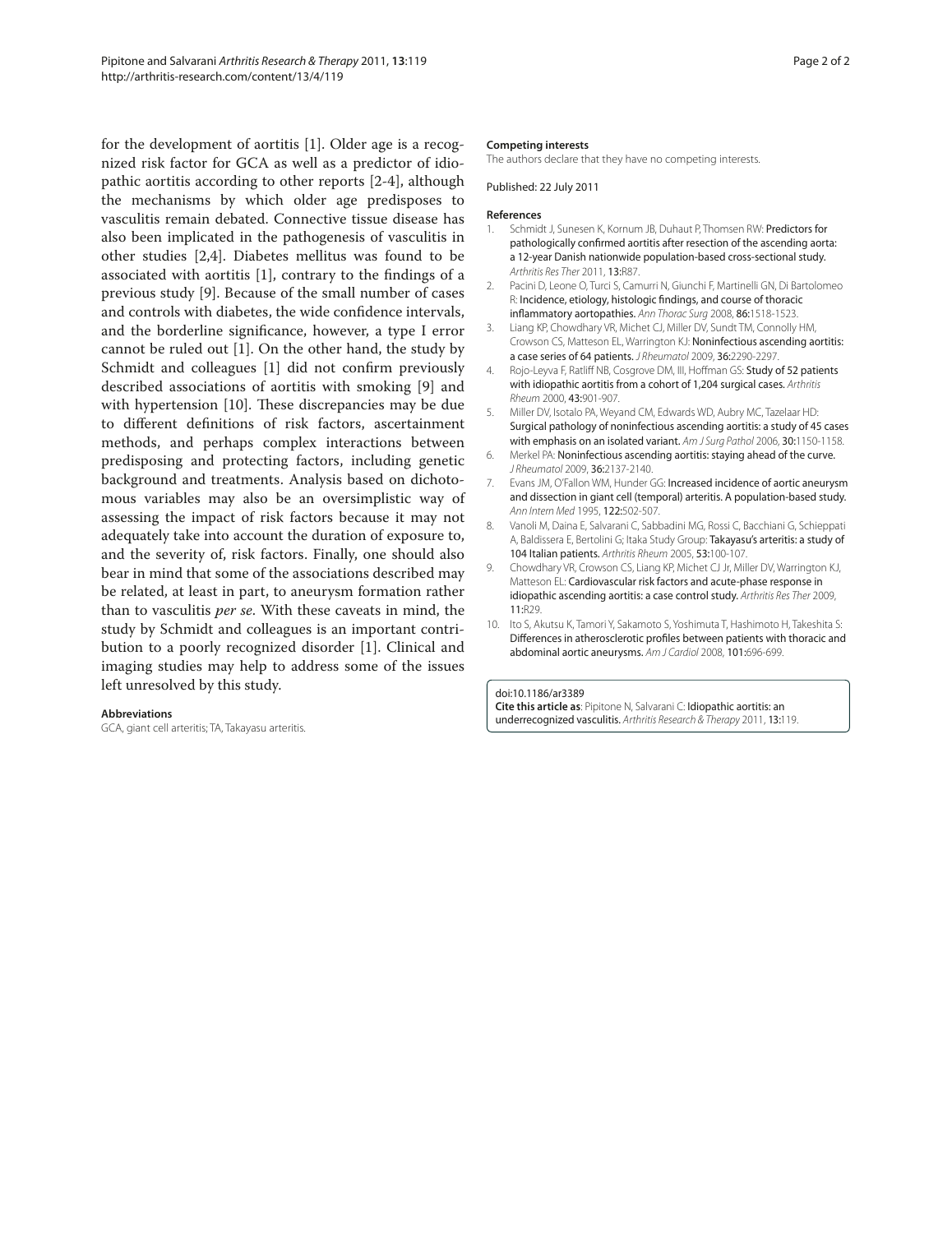for the development of aortitis [1]. Older age is a recognized risk factor for GCA as well as a predictor of idiopathic aortitis according to other reports [2-4], although the mechanisms by which older age predisposes to vasculitis remain debated. Connective tissue disease has also been implicated in the pathogenesis of vasculitis in other studies [2,4]. Diabetes mellitus was found to be associated with aortitis [1], contrary to the findings of a previous study [9]. Because of the small number of cases and controls with diabetes, the wide confidence intervals, and the borderline significance, however, a type I error cannot be ruled out [1]. On the other hand, the study by Schmidt and colleagues [1] did not confirm previously described associations of aortitis with smoking [9] and with hypertension [10]. These discrepancies may be due to different definitions of risk factors, ascertainment methods, and perhaps complex interactions between predisposing and protecting factors, including genetic background and treatments. Analysis based on dichotomous variables may also be an oversimplistic way of assessing the impact of risk factors because it may not adequately take into account the duration of exposure to, and the severity of, risk factors. Finally, one should also bear in mind that some of the associations described may be related, at least in part, to aneurysm formation rather than to vasculitis *per se*. With these caveats in mind, the study by Schmidt and colleagues is an important contribution to a poorly recognized disorder [1]. Clinical and imaging studies may help to address some of the issues left unresolved by this study.

#### Abbreviations

GCA, giant cell arteritis; TA, Takayasu arteritis.

#### Competing interests

The authors declare that they have no competing interests.

Published: 22 July 2011

#### References

1. Schmidt J, Sunesen K, Kornum JB, Duhaut P, Thomsen RW: **Predictors for pathologically confirmed aortitis after resection of the ascending aorta: a 12-year Danish nationwide population-based cross-sectional study.** *Arthritis Res Ther* 2011, **13:**R87.
2. Pacini D, Leone O, Turci S, Camurri N, Giunchi F, Martinelli GN, Di Bartolomeo R: **Incidence, etiology, histologic findings, and course of thoracic inflammatory aortopathies.** *Ann Thorac Surg* 2008, **86:**1518-1523.
3. Liang KP, Chowdhary VR, Michet CJ, Miller DV, Sundt TM, Connolly HM, Crowson CS, Matteson EL, Warrington KJ: **Noninfectious ascending aortitis: a case series of 64 patients.** *J Rheumatol* 2009, **36:**2290-2297.
4. Rojo-Leyva F, Ratliff NB, Cosgrove DM, III, Hoffman GS: **Study of 52 patients with idiopathic aortitis from a cohort of 1,204 surgical cases.** *Arthritis Rheum* 2000, **43:**901-907.
5. Miller DV, Isotalo PA, Weyand CM, Edwards WD, Aubry MC, Tazelaar HD: **Surgical pathology of noninfectious ascending aortitis: a study of 45 cases with emphasis on an isolated variant.** *Am J Surg Pathol* 2006, **30:**1150-1158.
6. Merkel PA: **Noninfectious ascending aortitis: staying ahead of the curve.** *J Rheumatol* 2009, **36:**2137-2140.
7. Evans JM, O'Fallon WM, Hunder GG: **Increased incidence of aortic aneurysm and dissection in giant cell (temporal) arteritis. A population-based study.** *Ann Intern Med* 1995, **122:**502-507.
8. Vanoli M, Daina E, Salvarani C, Sabbadini MG, Rossi C, Bacchiani G, Schieppati A, Baldissera E, Bertolini G; Itaka Study Group: **Takayasu's arteritis: a study of 104 Italian patients.** *Arthritis Rheum* 2005, **53:**100-107.
9. Chowdhary VR, Crowson CS, Liang KP, Michet CJ Jr, Miller DV, Warrington KJ, Matteson EL: **Cardiovascular risk factors and acute-phase response in idiopathic ascending aortitis: a case control study.** *Arthritis Res Ther* 2009, **11:**R29.
10. Ito S, Akutsu K, Tamori Y, Sakamoto S, Yoshimuta T, Hashimoto H, Takeshita S: **Differences in atherosclerotic profiles between patients with thoracic and abdominal aortic aneurysms.** *Am J Cardiol* 2008, **101:**696-699.

doi:10.1186/ar3389

**Cite this article as**: Pipitone N, Salvarani C: **Idiopathic aortitis: an underrecognized vasculitis.** *Arthritis Research & Therapy* 2011, **13:**119.